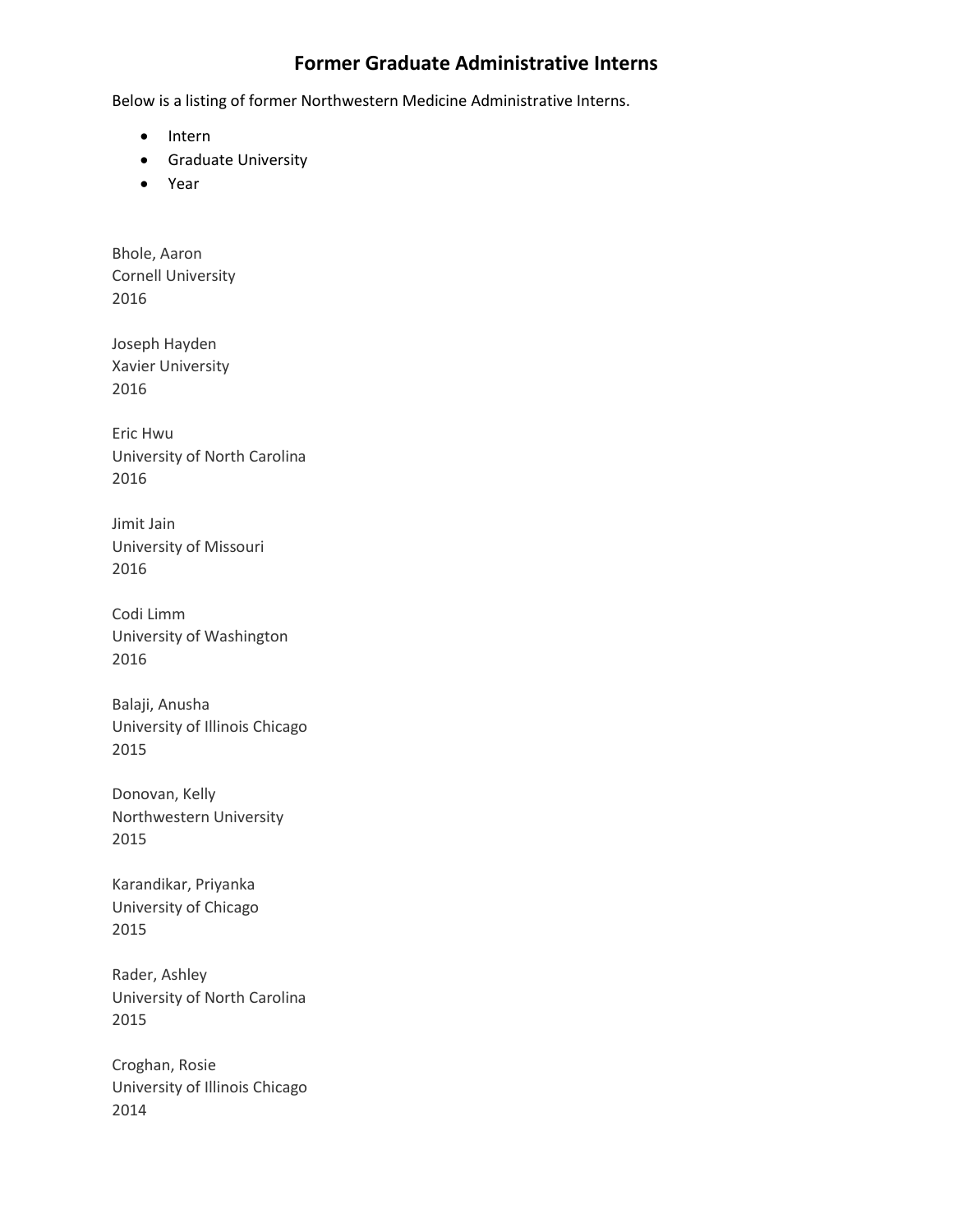# Former Graduate Administrative Interns

Below is a listing of former Northwestern Medicine Administrative Interns.

- Intern
- Graduate University
- Year

Bhole, Aaron
Cornell University
2016

Joseph Hayden
Xavier University
2016

Eric Hwu
University of North Carolina
2016

Jimit Jain
University of Missouri
2016

Codi Limm
University of Washington
2016

Balaji, Anusha
University of Illinois Chicago
2015

Donovan, Kelly
Northwestern University
2015

Karandikar, Priyanka
University of Chicago
2015

Rader, Ashley
University of North Carolina
2015

Croghan, Rosie
University of Illinois Chicago
2014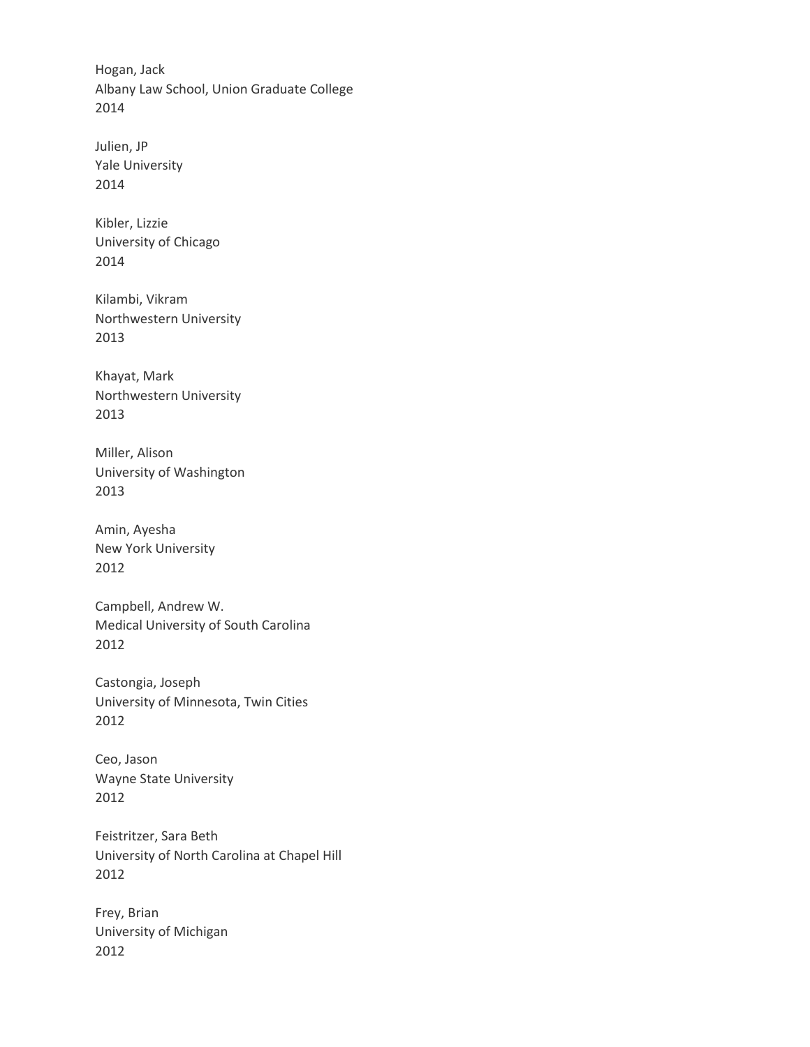Hogan, Jack
Albany Law School, Union Graduate College
2014

Julien, JP
Yale University
2014

Kibler, Lizzie
University of Chicago
2014

Kilambi, Vikram
Northwestern University
2013

Khayat, Mark
Northwestern University
2013

Miller, Alison
University of Washington
2013

Amin, Ayesha
New York University
2012

Campbell, Andrew W.
Medical University of South Carolina
2012

Castongia, Joseph
University of Minnesota, Twin Cities
2012

Ceo, Jason
Wayne State University
2012

Feistritzer, Sara Beth
University of North Carolina at Chapel Hill
2012

Frey, Brian
University of Michigan
2012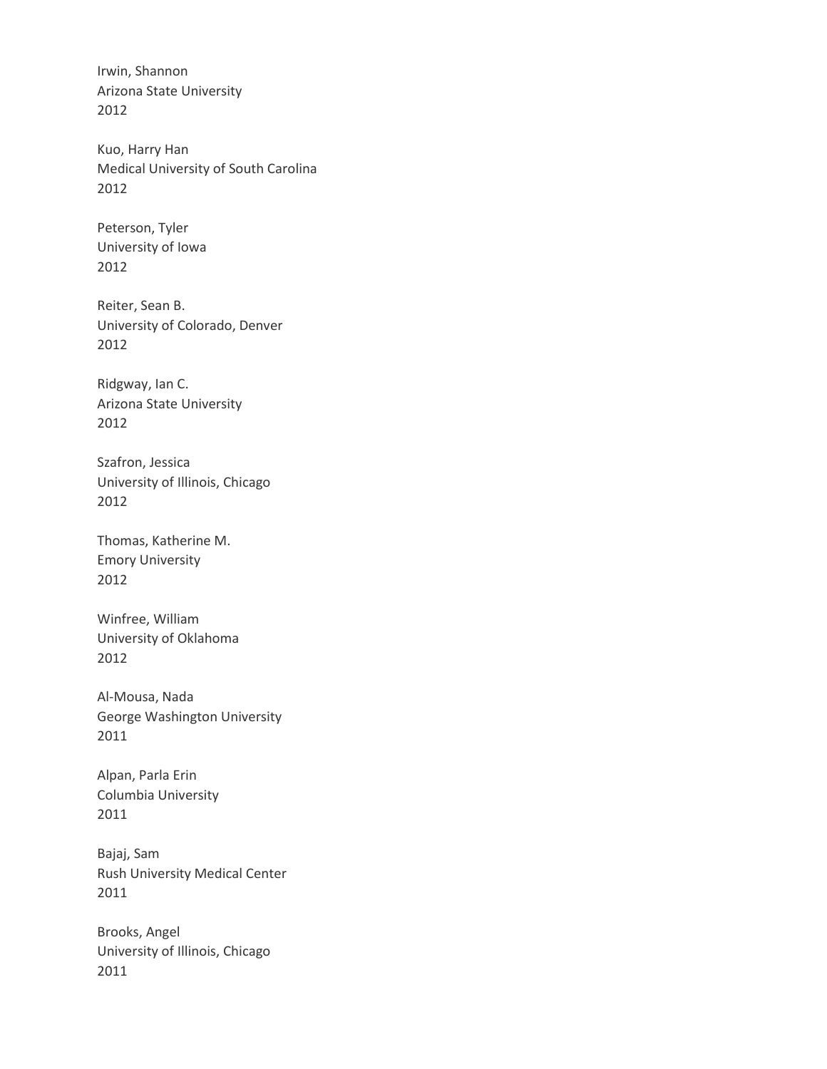Irwin, Shannon
Arizona State University
2012

Kuo, Harry Han
Medical University of South Carolina
2012

Peterson, Tyler
University of Iowa
2012

Reiter, Sean B.
University of Colorado, Denver
2012

Ridgway, Ian C.
Arizona State University
2012

Szafron, Jessica
University of Illinois, Chicago
2012

Thomas, Katherine M.
Emory University
2012

Winfree, William
University of Oklahoma
2012

Al-Mousa, Nada
George Washington University
2011

Alpan, Parla Erin
Columbia University
2011

Bajaj, Sam
Rush University Medical Center
2011

Brooks, Angel
University of Illinois, Chicago
2011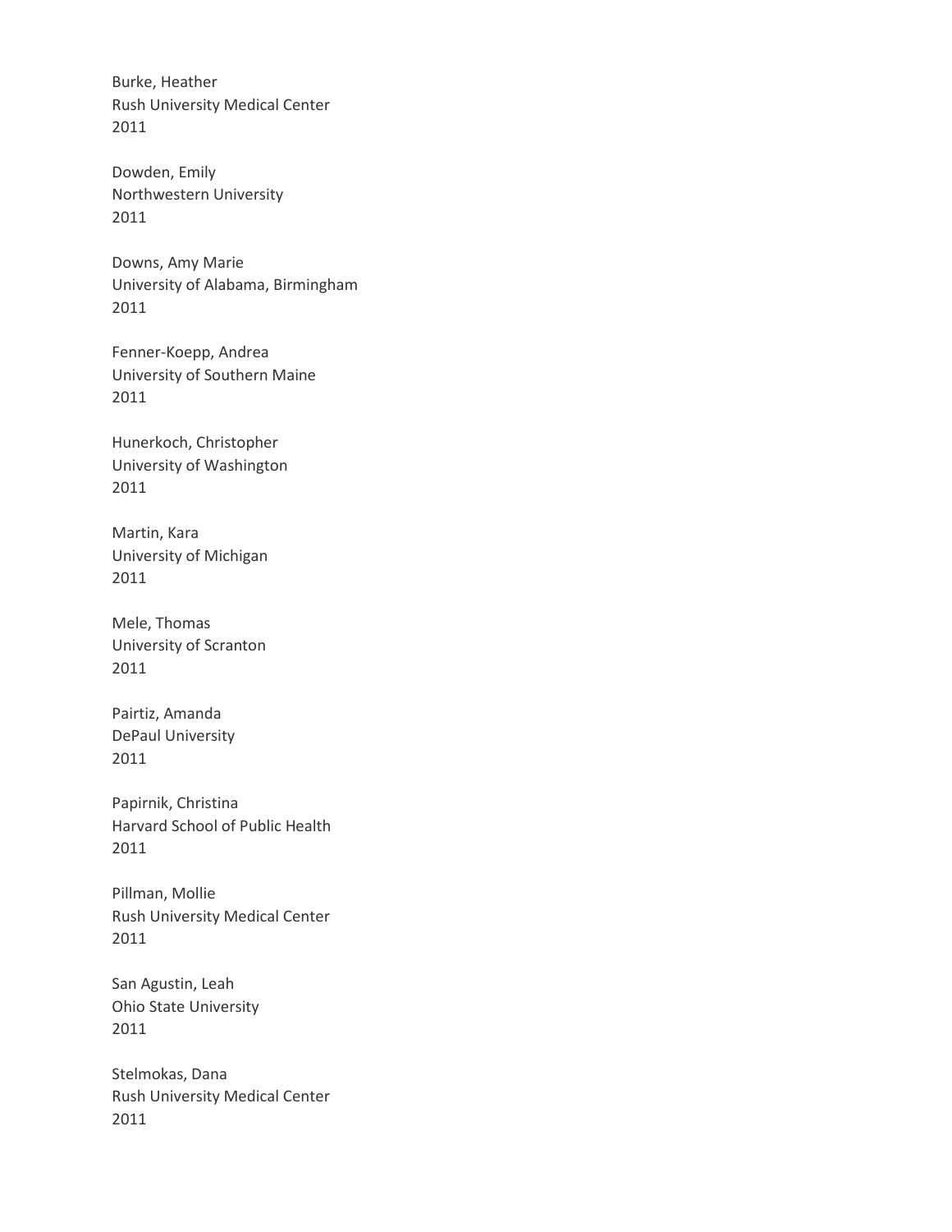Burke, Heather
Rush University Medical Center
2011

Dowden, Emily
Northwestern University
2011

Downs, Amy Marie
University of Alabama, Birmingham
2011

Fenner-Koepp, Andrea
University of Southern Maine
2011

Hunerkoch, Christopher
University of Washington
2011

Martin, Kara
University of Michigan
2011

Mele, Thomas
University of Scranton
2011

Pairtiz, Amanda
DePaul University
2011

Papirnik, Christina
Harvard School of Public Health
2011

Pillman, Mollie
Rush University Medical Center
2011

San Agustin, Leah
Ohio State University
2011

Stelmokas, Dana
Rush University Medical Center
2011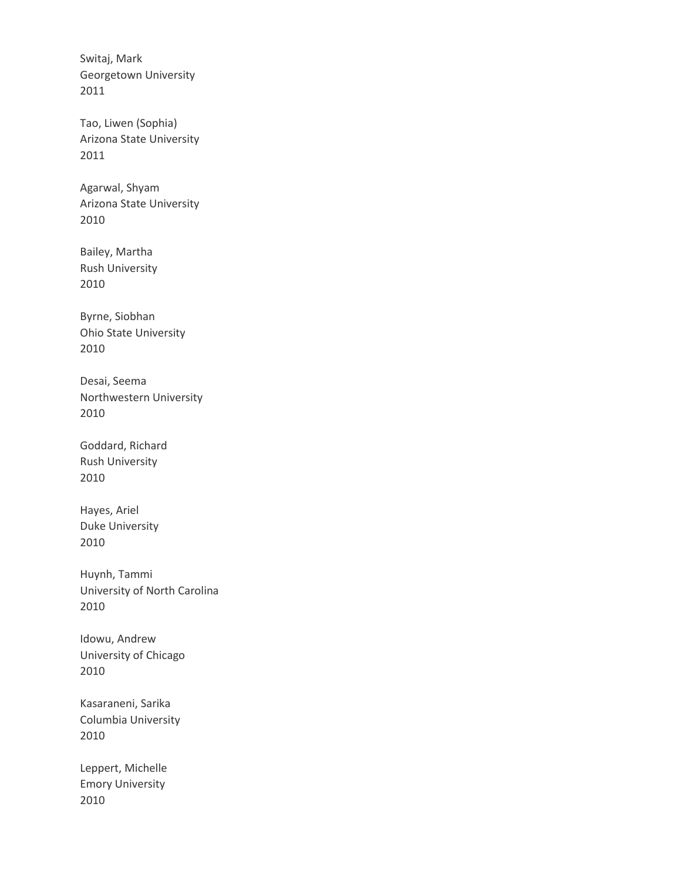Switaj, Mark
Georgetown University
2011

Tao, Liwen (Sophia)
Arizona State University
2011

Agarwal, Shyam
Arizona State University
2010

Bailey, Martha
Rush University
2010

Byrne, Siobhan
Ohio State University
2010

Desai, Seema
Northwestern University
2010

Goddard, Richard
Rush University
2010

Hayes, Ariel
Duke University
2010

Huynh, Tammi
University of North Carolina
2010

Idowu, Andrew
University of Chicago
2010

Kasaraneni, Sarika
Columbia University
2010

Leppert, Michelle
Emory University
2010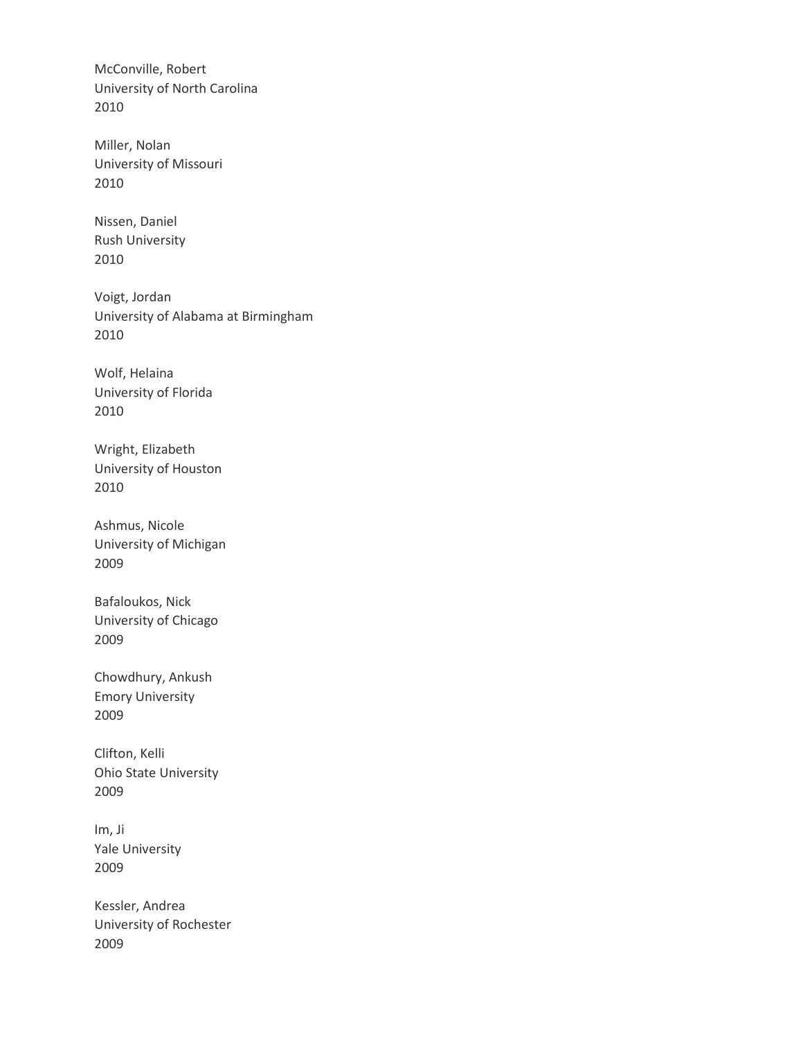McConville, Robert
University of North Carolina
2010

Miller, Nolan
University of Missouri
2010

Nissen, Daniel
Rush University
2010

Voigt, Jordan
University of Alabama at Birmingham
2010

Wolf, Helaina
University of Florida
2010

Wright, Elizabeth
University of Houston
2010

Ashmus, Nicole
University of Michigan
2009

Bafaloukos, Nick
University of Chicago
2009

Chowdhury, Ankush
Emory University
2009

Clifton, Kelli
Ohio State University
2009

Im, Ji
Yale University
2009

Kessler, Andrea
University of Rochester
2009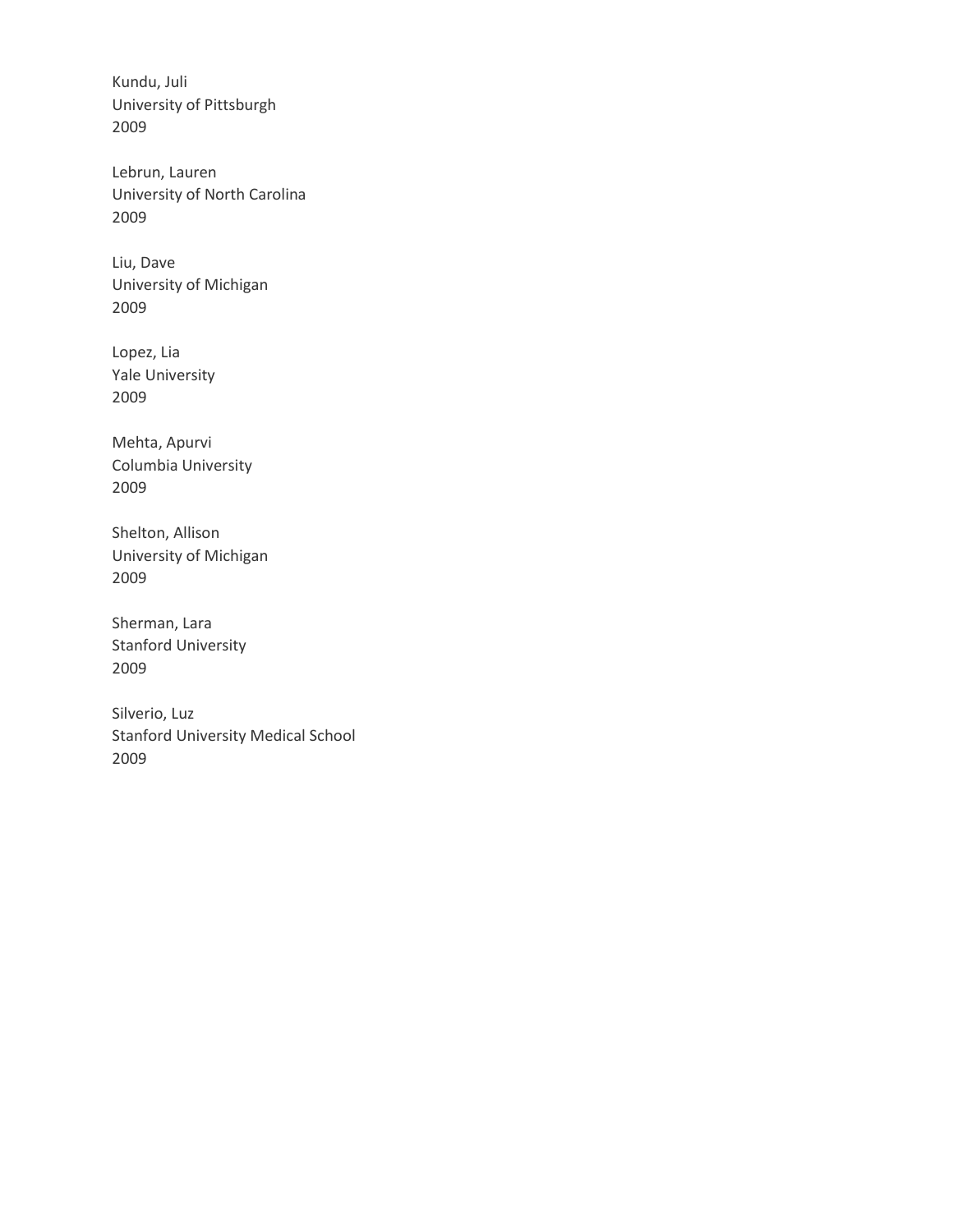Kundu, Juli
University of Pittsburgh
2009

Lebrun, Lauren
University of North Carolina
2009

Liu, Dave
University of Michigan
2009

Lopez, Lia
Yale University
2009

Mehta, Apurvi
Columbia University
2009

Shelton, Allison
University of Michigan
2009

Sherman, Lara
Stanford University
2009

Silverio, Luz
Stanford University Medical School
2009